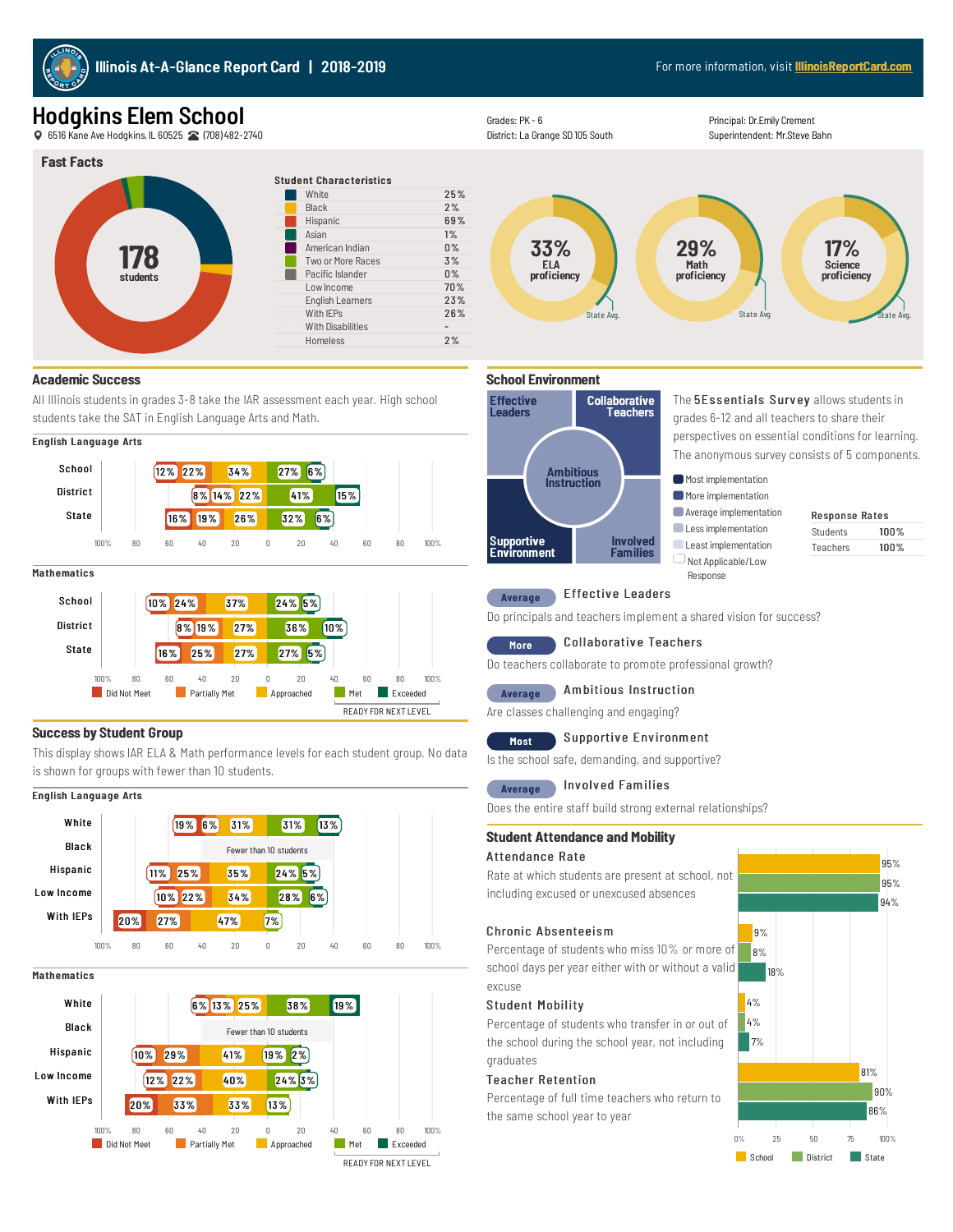# Illinois At-A-Glance Report Card | 2018-2019

For more information, visit IllinoisReportCard.com

## Hodgkins Elem School

6516 Kane Ave Hodgkins, IL 60525 (708)482-2740

Grades: PK - 6
District: La Grange SD 105 South

Principal: Dr.Emily Crement
Superintendent: Mr.Steve Bahn

## Fast Facts

**178** students

### Student Characteristics

| | |
|---|---|
| White | 25% |
| Black | 2% |
| Hispanic | 69% |
| Asian | 1% |
| American Indian | 0% |
| Two or More Races | 3% |
| Pacific Islander | 0% |
| Low Income | 70% |
| English Learners | 23% |
| With IEPs | 26% |
| With Disabilities | - |
| Homeless | 2% |

- 33% ELA proficiency
- 29% Math proficiency
- 17% Science proficiency

## Academic Success

All Illinois students in grades 3-8 take the IAR assessment each year. High school students take the SAT in English Language Arts and Math.

### English Language Arts

| | Did Not Meet | Partially Met | Approached | Met | Exceeded |
|---|---|---|---|---|---|
| School | 12% | 22% | 34% | 27% | 6% |
| District | 8% | 14% | 22% | 41% | 15% |
| State | 16% | 19% | 26% | 32% | 6% |

### Mathematics

| | Did Not Meet | Partially Met | Approached | Met | Exceeded |
|---|---|---|---|---|---|
| School | 10% | 24% | 37% | 24% | 5% |
| District | 8% | 19% | 27% | 36% | 10% |
| State | 16% | 25% | 27% | 27% | 5% |

Met and Exceeded: READY FOR NEXT LEVEL

## Success by Student Group

This display shows IAR ELA & Math performance levels for each student group. No data is shown for groups with fewer than 10 students.

### English Language Arts

| | Did Not Meet | Partially Met | Approached | Met | Exceeded |
|---|---|---|---|---|---|
| White | 19% | 6% | 31% | 31% | 13% |
| Black | Fewer than 10 students | | | | |
| Hispanic | 11% | 25% | 35% | 24% | 5% |
| Low Income | 10% | 22% | 34% | 28% | 6% |
| With IEPs | 20% | 27% | 47% | 7% | |

### Mathematics

| | Did Not Meet | Partially Met | Approached | Met | Exceeded |
|---|---|---|---|---|---|
| White | 6% | 13% | 25% | 38% | 19% |
| Black | Fewer than 10 students | | | | |
| Hispanic | 10% | 29% | 41% | 19% | 2% |
| Low Income | 12% | 22% | 40% | 24% | 3% |
| With IEPs | 20% | 33% | 33% | 13% | |

Met and Exceeded: READY FOR NEXT LEVEL

## School Environment

The 5Essentials Survey allows students in grades 6-12 and all teachers to share their perspectives on essential conditions for learning. The anonymous survey consists of 5 components.

Legend: Most implementation, More implementation, Average implementation, Less implementation, Least implementation, Not Applicable/Low Response

### Response Rates

| | |
|---|---|
| Students | 100% |
| Teachers | 100% |

- **Average** — Effective Leaders: Do principals and teachers implement a shared vision for success?
- **More** — Collaborative Teachers: Do teachers collaborate to promote professional growth?
- **Average** — Ambitious Instruction: Are classes challenging and engaging?
- **Most** — Supportive Environment: Is the school safe, demanding, and supportive?
- **Average** — Involved Families: Does the entire staff build strong external relationships?

## Student Attendance and Mobility

| | School | District | State |
|---|---|---|---|
| **Attendance Rate** — Rate at which students are present at school, not including excused or unexcused absences | 95% | 95% | 94% |
| **Chronic Absenteeism** — Percentage of students who miss 10% or more of school days per year either with or without a valid excuse | 9% | 8% | 18% |
| **Student Mobility** — Percentage of students who transfer in or out of the school during the school year, not including graduates | 4% | 4% | 7% |
| **Teacher Retention** — Percentage of full time teachers who return to the same school year to year | 81% | 90% | 86% |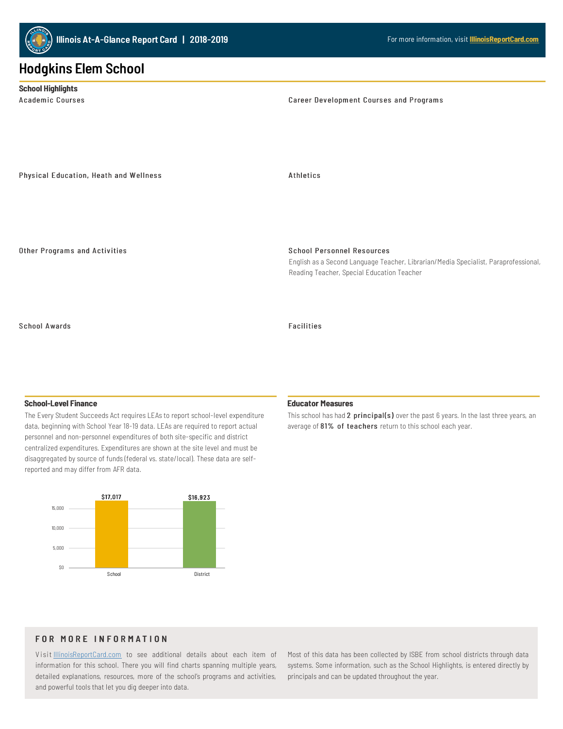# Hodgkins Elem School

## School Highlights

### Academic Courses

### Career Development Courses and Programs

### Physical Education, Heath and Wellness

### Athletics

### Other Programs and Activities

### School Personnel Resources

English as a Second Language Teacher, Librarian/Media Specialist, Paraprofessional, Reading Teacher, Special Education Teacher

### School Awards

### Facilities

## School-Level Finance

The Every Student Succeeds Act requires LEAs to report school-level expenditure data, beginning with School Year 18-19 data. LEAs are required to report actual personnel and non-personnel expenditures of both site-specific and district centralized expenditures. Expenditures are shown at the site level and must be disaggregated by source of funds (federal vs. state/local). These data are self-reported and may differ from AFR data.

$17,017
$16,923
15,000
10,000
5,000
$0
School
District

## Educator Measures

This school has had **2 principal(s)** over the past 6 years. In the last three years, an average of **81% of teachers** return to this school each year.

## FOR MORE INFORMATION

Visit IllinoisReportCard.com to see additional details about each item of information for this school. There you will find charts spanning multiple years, detailed explanations, resources, more of the school's programs and activities, and powerful tools that let you dig deeper into data.

Most of this data has been collected by ISBE from school districts through data systems. Some information, such as the School Highlights, is entered directly by principals and can be updated throughout the year.